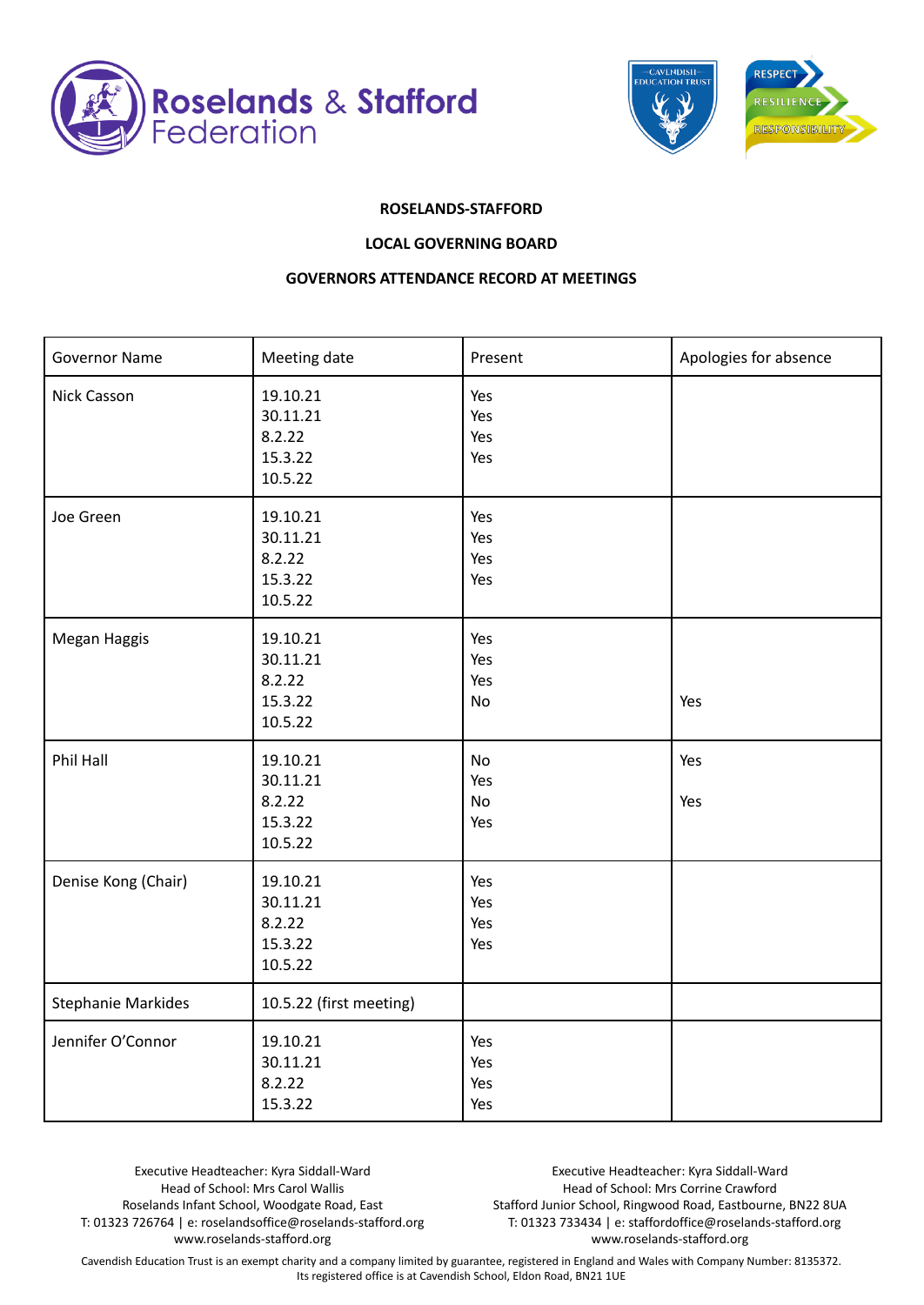**ROSELANDS-STAFFORD**

**LOCAL GOVERNING BOARD**

**GOVERNORS ATTENDANCE RECORD AT MEETINGS**

| Governor Name | Meeting date | Present | Apologies for absence |
|---|---|---|---|
| Nick Casson | 19.10.21 | Yes | |
| | 30.11.21 | Yes | |
| | 8.2.22 | Yes | |
| | 15.3.22 | Yes | |
| | 10.5.22 | | |
| Joe Green | 19.10.21 | Yes | |
| | 30.11.21 | Yes | |
| | 8.2.22 | Yes | |
| | 15.3.22 | Yes | |
| | 10.5.22 | | |
| Megan Haggis | 19.10.21 | Yes | |
| | 30.11.21 | Yes | |
| | 8.2.22 | Yes | |
| | 15.3.22 | No | Yes |
| | 10.5.22 | | |
| Phil Hall | 19.10.21 | No | Yes |
| | 30.11.21 | Yes | |
| | 8.2.22 | No | Yes |
| | 15.3.22 | Yes | |
| | 10.5.22 | | |
| Denise Kong (Chair) | 19.10.21 | Yes | |
| | 30.11.21 | Yes | |
| | 8.2.22 | Yes | |
| | 15.3.22 | Yes | |
| | 10.5.22 | | |
| Stephanie Markides | 10.5.22 (first meeting) | | |
| Jennifer O'Connor | 19.10.21 | Yes | |
| | 30.11.21 | Yes | |
| | 8.2.22 | Yes | |
| | 15.3.22 | Yes | |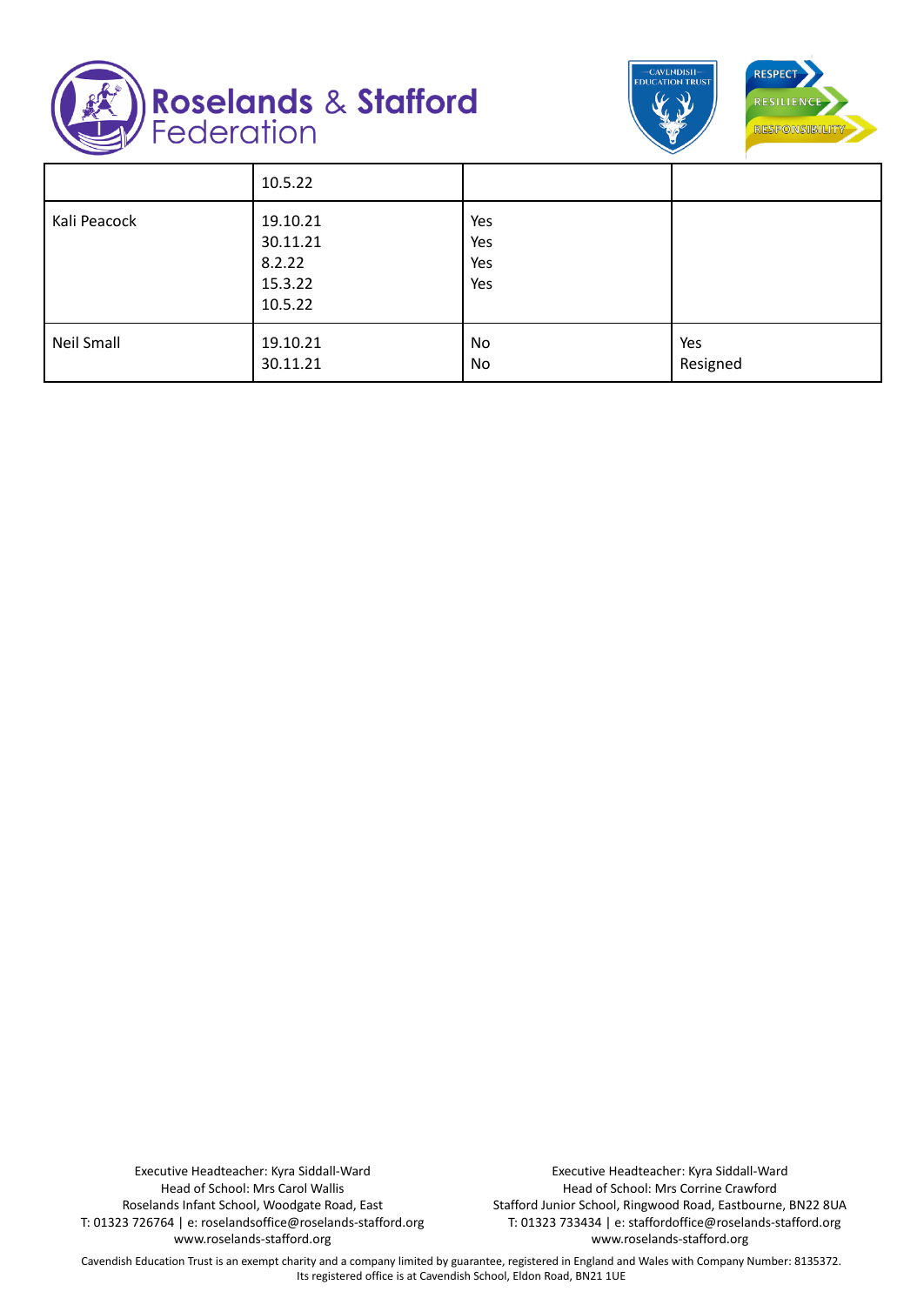| | | | |
|---|---|---|---|
| | 10.5.22 | | |
| Kali Peacock | 19.10.21<br>30.11.21<br>8.2.22<br>15.3.22<br>10.5.22 | Yes<br>Yes<br>Yes<br>Yes | |
| Neil Small | 19.10.21<br>30.11.21 | No<br>No | Yes<br>Resigned |

Executive Headteacher: Kyra Siddall-Ward
Head of School: Mrs Carol Wallis
Roselands Infant School, Woodgate Road, East
T: 01323 726764 | e: roselandsoffice@roselands-stafford.org
www.roselands-stafford.org

Executive Headteacher: Kyra Siddall-Ward
Head of School: Mrs Corrine Crawford
Stafford Junior School, Ringwood Road, Eastbourne, BN22 8UA
T: 01323 733434 | e: staffordoffice@roselands-stafford.org
www.roselands-stafford.org

Cavendish Education Trust is an exempt charity and a company limited by guarantee, registered in England and Wales with Company Number: 8135372.
Its registered office is at Cavendish School, Eldon Road, BN21 1UE